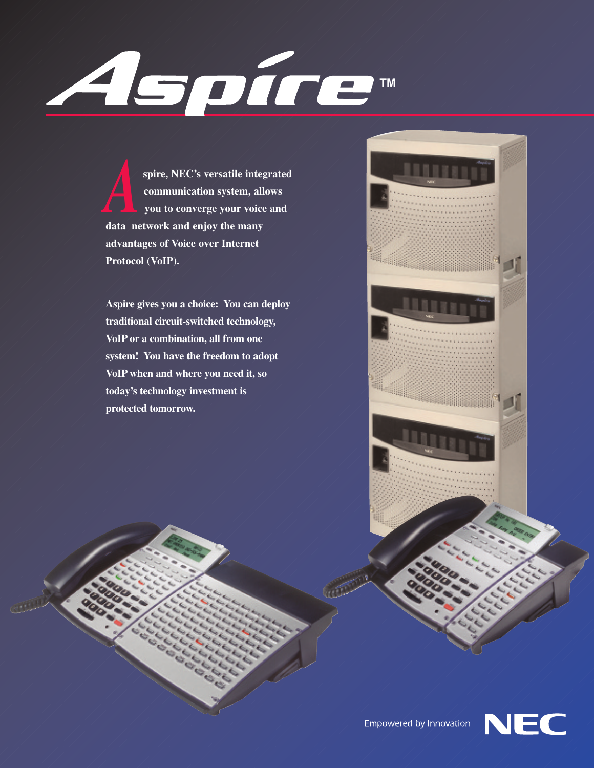# Aspire™

**Aspire, NEC's versatile integrated communication system, allows you to converge your voice and data network and enjoy the many advantages of Voice over Internet Protocol (VoIP).**

**Aspire gives you a choice: You can deploy traditional circuit-switched technology, VoIP or a combination, all from one system! You have the freedom to adopt VoIP when and where you need it, so today's technology investment is protected tomorrow.**

Empowered by Innovation NEC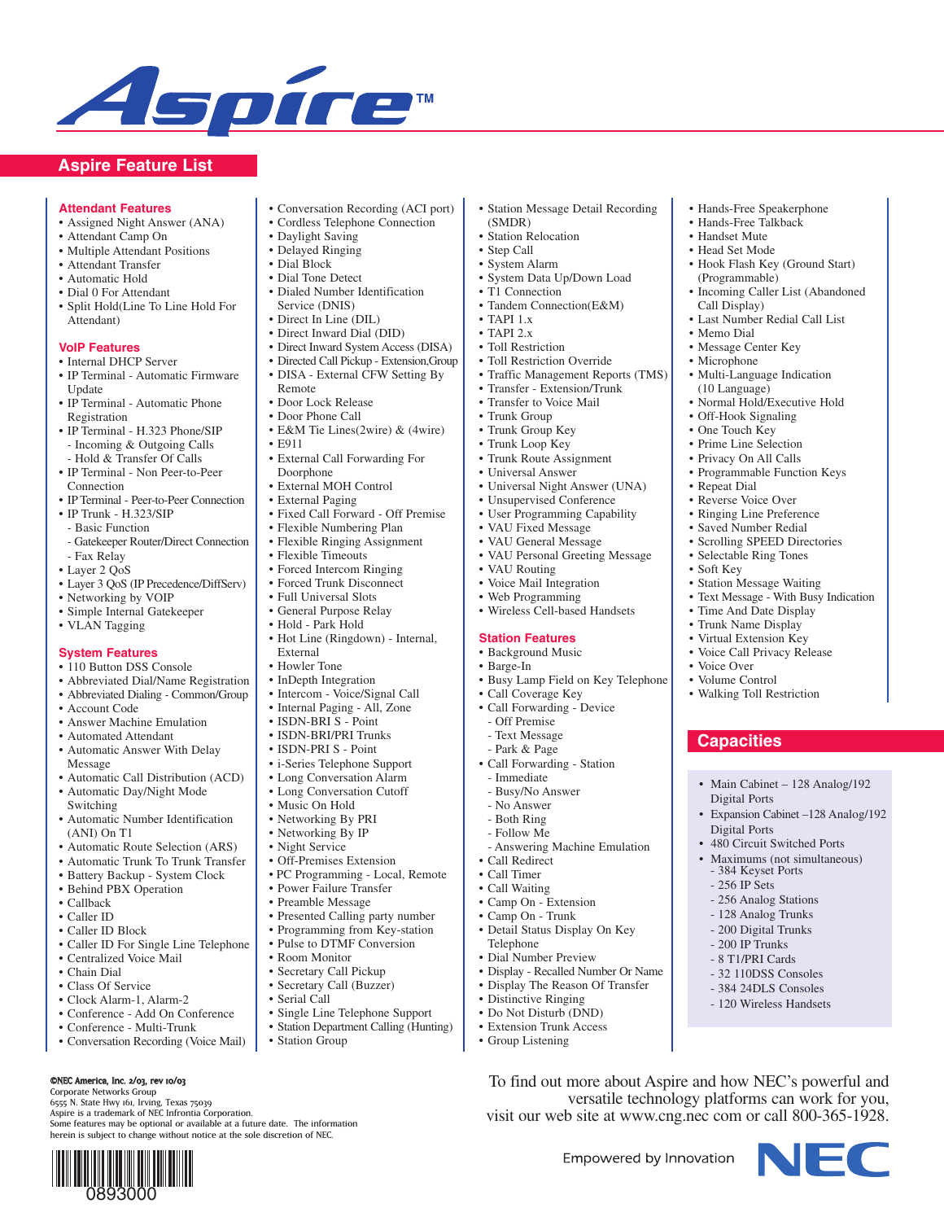# Aspire™

## Aspire Feature List

### Attendant Features

- Assigned Night Answer (ANA)
- Attendant Camp On
- Multiple Attendant Positions
- Attendant Transfer
- Automatic Hold
- Dial 0 For Attendant
- Split Hold(Line To Line Hold For Attendant)

### VoIP Features

- Internal DHCP Server
- IP Terminal - Automatic Firmware Update
- IP Terminal - Automatic Phone Registration
- IP Terminal - H.323 Phone/SIP
  - Incoming & Outgoing Calls
  - Hold & Transfer Of Calls
- IP Terminal - Non Peer-to-Peer Connection
- IP Terminal - Peer-to-Peer Connection
- IP Trunk - H.323/SIP
  - Basic Function
  - Gatekeeper Router/Direct Connection
  - Fax Relay
- Layer 2 QoS
- Layer 3 QoS (IP Precedence/DiffServ)
- Networking by VOIP
- Simple Internal Gatekeeper
- VLAN Tagging

### System Features

- 110 Button DSS Console
- Abbreviated Dial/Name Registration
- Abbreviated Dialing - Common/Group
- Account Code
- Answer Machine Emulation
- Automated Attendant
- Automatic Answer With Delay Message
- Automatic Call Distribution (ACD)
- Automatic Day/Night Mode Switching
- Automatic Number Identification (ANI) On T1
- Automatic Route Selection (ARS)
- Automatic Trunk To Trunk Transfer
- Battery Backup - System Clock
- Behind PBX Operation
- Callback
- Caller ID
- Caller ID Block
- Caller ID For Single Line Telephone
- Centralized Voice Mail
- Chain Dial
- Class Of Service
- Clock Alarm-1, Alarm-2
- Conference - Add On Conference
- Conference - Multi-Trunk
- Conversation Recording (Voice Mail)
- Conversation Recording (ACI port)
- Cordless Telephone Connection
- Daylight Saving
- Delayed Ringing
- Dial Block
- Dial Tone Detect
- Dialed Number Identification Service (DNIS)
- Direct In Line (DIL)
- Direct Inward Dial (DID)
- Direct Inward System Access (DISA)
- Directed Call Pickup - Extension,Group
- DISA - External CFW Setting By Remote
- Door Lock Release
- Door Phone Call
- E&M Tie Lines(2wire) & (4wire)
- E911
- External Call Forwarding For Doorphone
- External MOH Control
- External Paging
- Fixed Call Forward - Off Premise
- Flexible Numbering Plan
- Flexible Ringing Assignment
- Flexible Timeouts
- Forced Intercom Ringing
- Forced Trunk Disconnect
- Full Universal Slots
- General Purpose Relay
- Hold - Park Hold
- Hot Line (Ringdown) - Internal, External
- Howler Tone
- InDepth Integration
- Intercom - Voice/Signal Call
- Internal Paging - All, Zone
- ISDN-BRI S - Point
- ISDN-BRI/PRI Trunks
- ISDN-PRI S - Point
- i-Series Telephone Support
- Long Conversation Alarm
- Long Conversation Cutoff
- Music On Hold
- Networking By PRI
- Networking By IP
- Night Service
- Off-Premises Extension
- PC Programming - Local, Remote
- Power Failure Transfer
- Preamble Message
- Presented Calling party number
- Programming from Key-station
- Pulse to DTMF Conversion
- Room Monitor
- Secretary Call Pickup
- Secretary Call (Buzzer)
- Serial Call
- Single Line Telephone Support
- Station Department Calling (Hunting)
- Station Group
- Station Message Detail Recording (SMDR)
- Station Relocation
- Step Call
- System Alarm
- System Data Up/Down Load
- T1 Connection
- Tandem Connection(E&M)
- TAPI 1.x
- TAPI 2.x
- Toll Restriction
- Toll Restriction Override
- Traffic Management Reports (TMS)
- Transfer - Extension/Trunk
- Transfer to Voice Mail
- Trunk Group Key
- Trunk Loop Key
- Trunk Route Assignment
- Universal Answer
- Universal Night Answer (UNA)
- Unsupervised Conference
- User Programming Capability
- VAU Fixed Message
- VAU General Message
- VAU Personal Greeting Message
- VAU Routing
- Voice Mail Integration
- Web Programming
- Wireless Cell-based Handsets

### Station Features

- Background Music
- Barge-In
- Busy Lamp Field on Key Telephone
- Call Coverage Key
- Call Forwarding - Device
  - Off Premise
  - Text Message
  - Park & Page
- Call Forwarding - Station
  - Immediate
  - Busy/No Answer
  - No Answer
  - Both Ring
  - Follow Me
  - Answering Machine Emulation
- Call Redirect
- Call Timer
- Call Waiting
- Camp On - Extension
- Camp On - Trunk
- Detail Status Display On Key Telephone
- Dial Number Preview
- Display - Recalled Number Or Name
- Display The Reason Of Transfer
- Distinctive Ringing
- Do Not Disturb (DND)
- Extension Trunk Access
- Group Listening
- Hands-Free Speakerphone
- Hands-Free Talkback
- Handset Mute
- Head Set Mode
- Hook Flash Key (Ground Start) (Programmable)
- Incoming Caller List (Abandoned Call Display)
- Last Number Redial Call List
- Memo Dial
- Message Center Key
- Microphone
- Multi-Language Indication (10 Language)
- Normal Hold/Executive Hold
- Off-Hook Signaling
- One Touch Key
- Prime Line Selection
- Privacy On All Calls
- Programmable Function Keys
- Repeat Dial
- Reverse Voice Over
- Ringing Line Preference
- Saved Number Redial
- Scrolling SPEED Directories
- Selectable Ring Tones
- Soft Key
- Station Message Waiting
- Text Message - With Busy Indication
- Time And Date Display
- Trunk Name Display
- Virtual Extension Key
- Voice Call Privacy Release
- Voice Over
- Volume Control
- Walking Toll Restriction

## Capacities

- Main Cabinet – 128 Analog/192 Digital Ports
- Expansion Cabinet –128 Analog/192 Digital Ports
- 480 Circuit Switched Ports
- Maximums (not simultaneous)
  - 384 Keyset Ports
  - 256 IP Sets
  - 256 Analog Stations
  - 128 Analog Trunks
  - 200 Digital Trunks
  - 200 IP Trunks
  - 8 T1/PRI Cards
  - 32 110DSS Consoles
  - 384 24DLS Consoles
  - 120 Wireless Handsets

**©NEC America, Inc. 2/03, rev 10/03**
Corporate Networks Group
6555 N. State Hwy 161, Irving, Texas 75039
Aspire is a trademark of NEC Infrontia Corporation.
Some features may be optional or available at a future date. The information herein is subject to change without notice at the sole discretion of NEC.

0893000

To find out more about Aspire and how NEC's powerful and versatile technology platforms can work for you, visit our web site at www.cng.nec com or call 800-365-1928.

Empowered by Innovation NEC